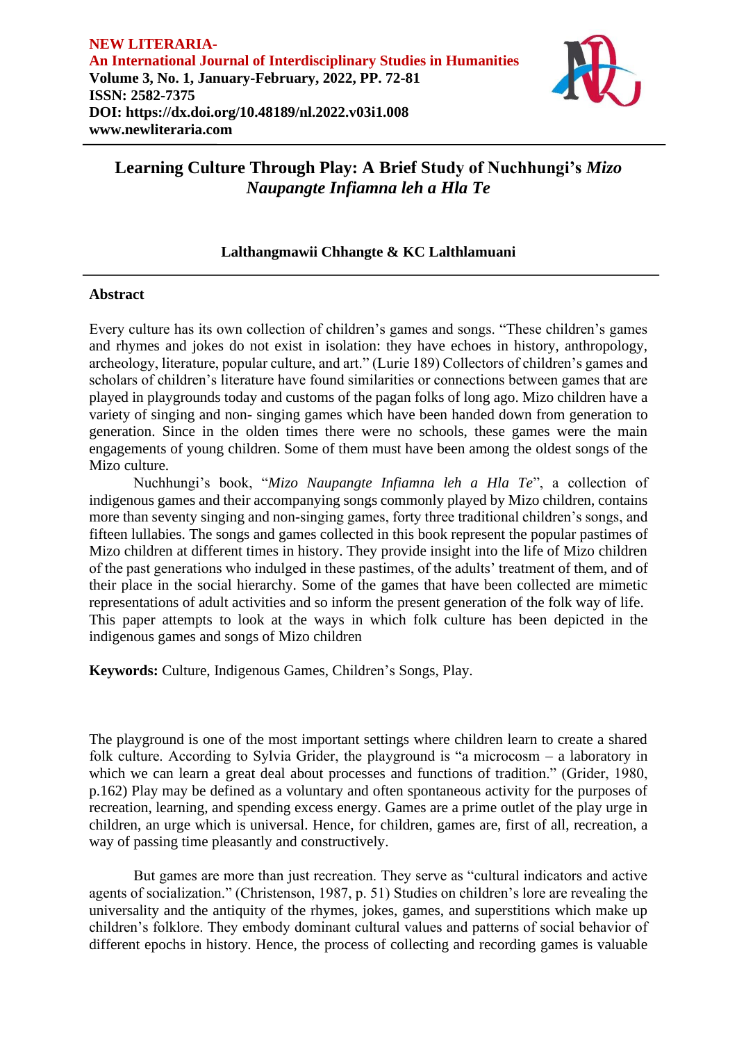NEW LITERARIA-
An International Journal of Interdisciplinary Studies in Humanities
**Volume 3, No. 1, January-February, 2022, PP. 72-81**
**ISSN: 2582-7375**
**DOI: https://dx.doi.org/10.48189/nl.2022.v03i1.008**
**www.newliteraria.com**

# Learning Culture Through Play: A Brief Study of Nuchhungi's *Mizo Naupangte Infiamna leh a Hla Te*

**Lalthangmawii Chhangte & KC Lalthlamuani**

## Abstract

Every culture has its own collection of children's games and songs. "These children's games and rhymes and jokes do not exist in isolation: they have echoes in history, anthropology, archeology, literature, popular culture, and art." (Lurie 189) Collectors of children's games and scholars of children's literature have found similarities or connections between games that are played in playgrounds today and customs of the pagan folks of long ago. Mizo children have a variety of singing and non- singing games which have been handed down from generation to generation. Since in the olden times there were no schools, these games were the main engagements of young children. Some of them must have been among the oldest songs of the Mizo culture.

Nuchhungi's book, "*Mizo Naupangte Infiamna leh a Hla Te*", a collection of indigenous games and their accompanying songs commonly played by Mizo children, contains more than seventy singing and non-singing games, forty three traditional children's songs, and fifteen lullabies. The songs and games collected in this book represent the popular pastimes of Mizo children at different times in history. They provide insight into the life of Mizo children of the past generations who indulged in these pastimes, of the adults' treatment of them, and of their place in the social hierarchy. Some of the games that have been collected are mimetic representations of adult activities and so inform the present generation of the folk way of life. This paper attempts to look at the ways in which folk culture has been depicted in the indigenous games and songs of Mizo children

**Keywords:** Culture, Indigenous Games, Children's Songs, Play.

The playground is one of the most important settings where children learn to create a shared folk culture. According to Sylvia Grider, the playground is "a microcosm – a laboratory in which we can learn a great deal about processes and functions of tradition." (Grider, 1980, p.162) Play may be defined as a voluntary and often spontaneous activity for the purposes of recreation, learning, and spending excess energy. Games are a prime outlet of the play urge in children, an urge which is universal. Hence, for children, games are, first of all, recreation, a way of passing time pleasantly and constructively.

But games are more than just recreation. They serve as "cultural indicators and active agents of socialization." (Christenson, 1987, p. 51) Studies on children's lore are revealing the universality and the antiquity of the rhymes, jokes, games, and superstitions which make up children's folklore. They embody dominant cultural values and patterns of social behavior of different epochs in history. Hence, the process of collecting and recording games is valuable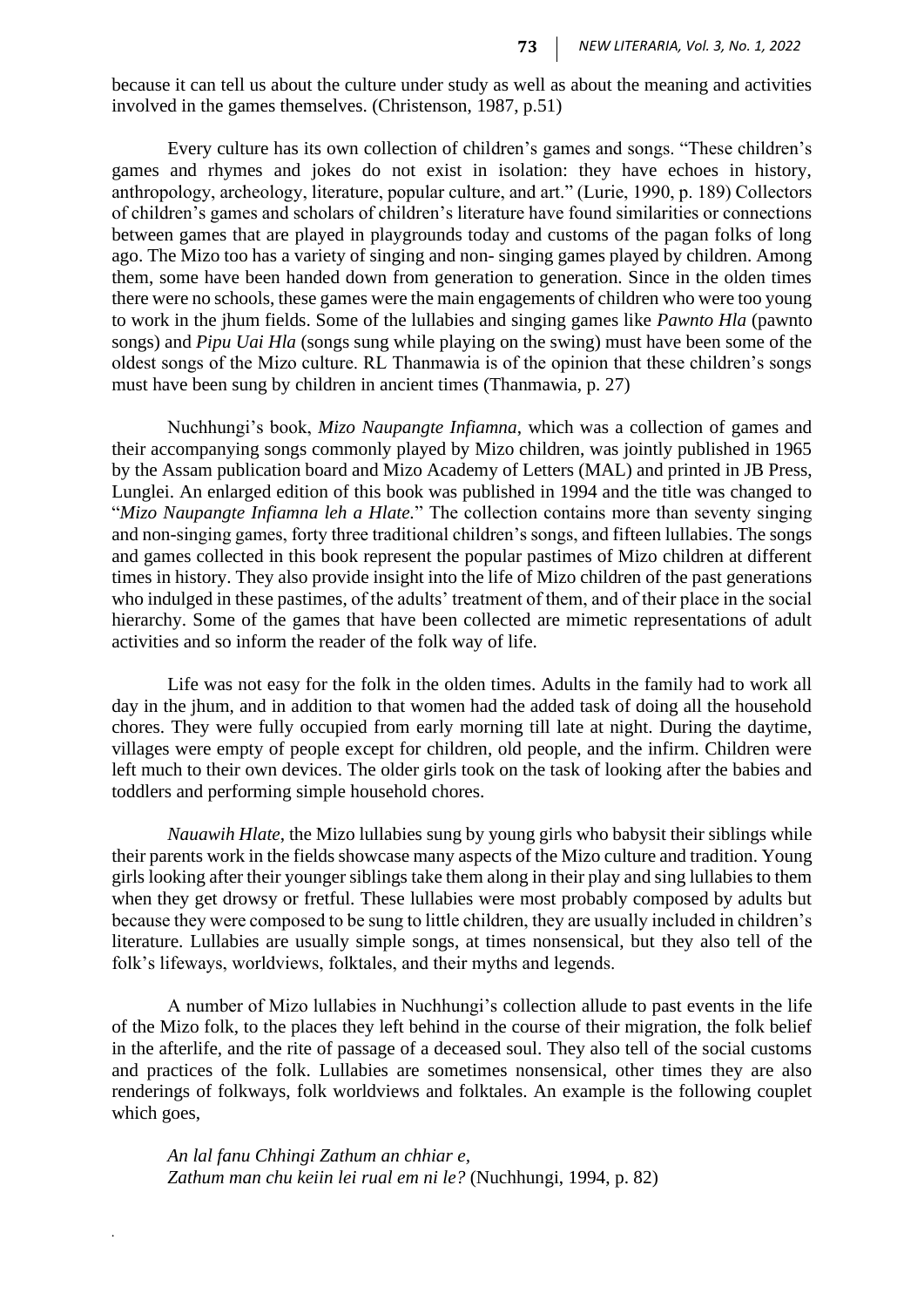because it can tell us about the culture under study as well as about the meaning and activities involved in the games themselves. (Christenson, 1987, p.51)

Every culture has its own collection of children's games and songs. "These children's games and rhymes and jokes do not exist in isolation: they have echoes in history, anthropology, archeology, literature, popular culture, and art." (Lurie, 1990, p. 189) Collectors of children's games and scholars of children's literature have found similarities or connections between games that are played in playgrounds today and customs of the pagan folks of long ago. The Mizo too has a variety of singing and non- singing games played by children. Among them, some have been handed down from generation to generation. Since in the olden times there were no schools, these games were the main engagements of children who were too young to work in the jhum fields. Some of the lullabies and singing games like *Pawnto Hla* (pawnto songs) and *Pipu Uai Hla* (songs sung while playing on the swing) must have been some of the oldest songs of the Mizo culture. RL Thanmawia is of the opinion that these children's songs must have been sung by children in ancient times (Thanmawia, p. 27)

Nuchhungi's book, *Mizo Naupangte Infiamna*, which was a collection of games and their accompanying songs commonly played by Mizo children, was jointly published in 1965 by the Assam publication board and Mizo Academy of Letters (MAL) and printed in JB Press, Lunglei. An enlarged edition of this book was published in 1994 and the title was changed to "*Mizo Naupangte Infiamna leh a Hlate.*" The collection contains more than seventy singing and non-singing games, forty three traditional children's songs, and fifteen lullabies. The songs and games collected in this book represent the popular pastimes of Mizo children at different times in history. They also provide insight into the life of Mizo children of the past generations who indulged in these pastimes, of the adults' treatment of them, and of their place in the social hierarchy. Some of the games that have been collected are mimetic representations of adult activities and so inform the reader of the folk way of life.

Life was not easy for the folk in the olden times. Adults in the family had to work all day in the jhum, and in addition to that women had the added task of doing all the household chores. They were fully occupied from early morning till late at night. During the daytime, villages were empty of people except for children, old people, and the infirm. Children were left much to their own devices. The older girls took on the task of looking after the babies and toddlers and performing simple household chores.

*Nauawih Hlate*, the Mizo lullabies sung by young girls who babysit their siblings while their parents work in the fields showcase many aspects of the Mizo culture and tradition. Young girls looking after their younger siblings take them along in their play and sing lullabies to them when they get drowsy or fretful. These lullabies were most probably composed by adults but because they were composed to be sung to little children, they are usually included in children's literature. Lullabies are usually simple songs, at times nonsensical, but they also tell of the folk's lifeways, worldviews, folktales, and their myths and legends.

A number of Mizo lullabies in Nuchhungi's collection allude to past events in the life of the Mizo folk, to the places they left behind in the course of their migration, the folk belief in the afterlife, and the rite of passage of a deceased soul. They also tell of the social customs and practices of the folk. Lullabies are sometimes nonsensical, other times they are also renderings of folkways, folk worldviews and folktales. An example is the following couplet which goes,

*An lal fanu Chhingi Zathum an chhiar e,*
*Zathum man chu keiin lei rual em ni le?* (Nuchhungi, 1994, p. 82)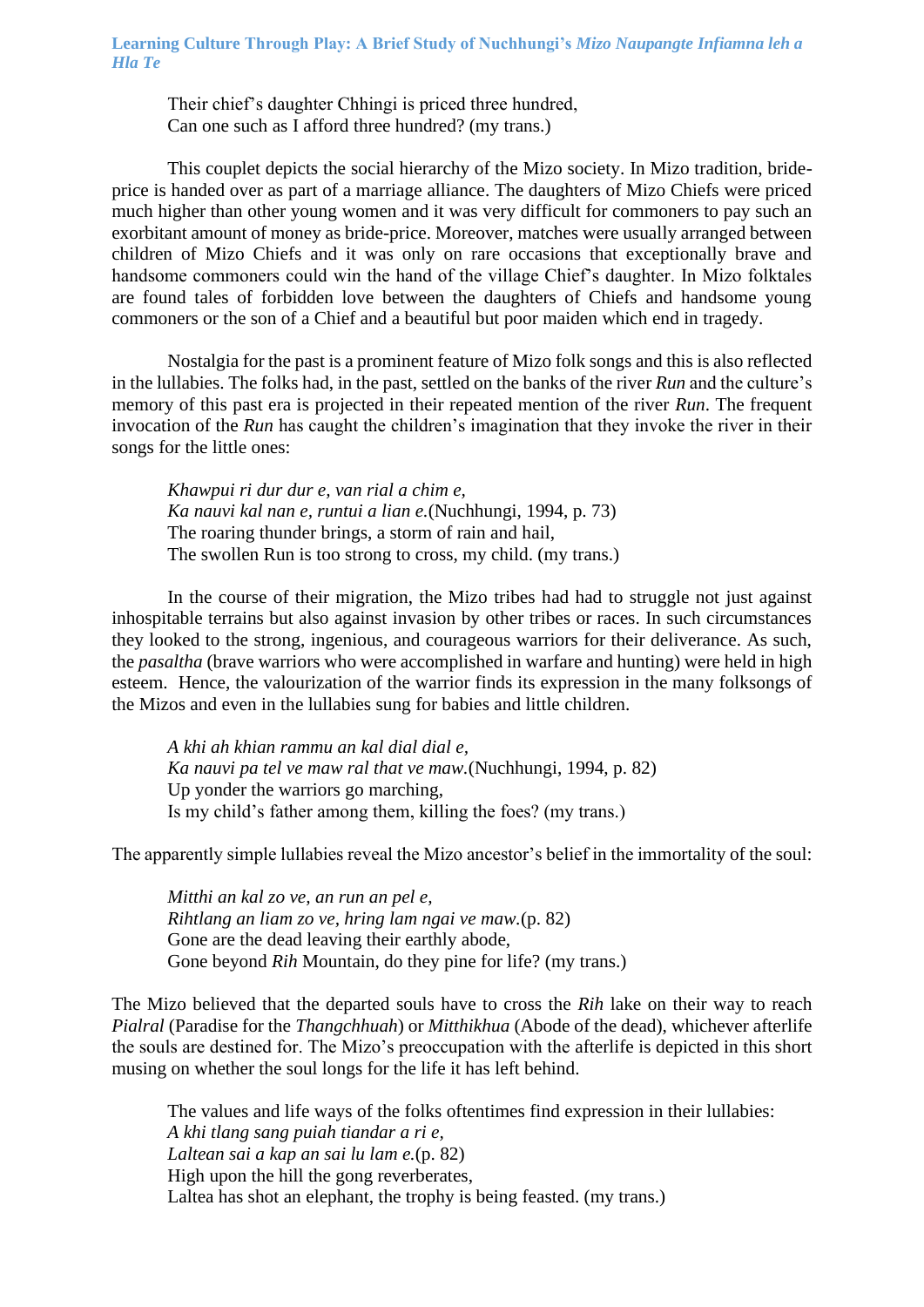Their chief's daughter Chhingi is priced three hundred,
Can one such as I afford three hundred? (my trans.)

This couplet depicts the social hierarchy of the Mizo society. In Mizo tradition, bride-price is handed over as part of a marriage alliance. The daughters of Mizo Chiefs were priced much higher than other young women and it was very difficult for commoners to pay such an exorbitant amount of money as bride-price. Moreover, matches were usually arranged between children of Mizo Chiefs and it was only on rare occasions that exceptionally brave and handsome commoners could win the hand of the village Chief's daughter. In Mizo folktales are found tales of forbidden love between the daughters of Chiefs and handsome young commoners or the son of a Chief and a beautiful but poor maiden which end in tragedy.

Nostalgia for the past is a prominent feature of Mizo folk songs and this is also reflected in the lullabies. The folks had, in the past, settled on the banks of the river *Run* and the culture's memory of this past era is projected in their repeated mention of the river *Run*. The frequent invocation of the *Run* has caught the children's imagination that they invoke the river in their songs for the little ones:

*Khawpui ri dur dur e, van rial a chim e,*
*Ka nauvi kal nan e, runtui a lian e.*(Nuchhungi, 1994, p. 73)
The roaring thunder brings, a storm of rain and hail,
The swollen Run is too strong to cross, my child. (my trans.)

In the course of their migration, the Mizo tribes had had to struggle not just against inhospitable terrains but also against invasion by other tribes or races. In such circumstances they looked to the strong, ingenious, and courageous warriors for their deliverance. As such, the *pasaltha* (brave warriors who were accomplished in warfare and hunting) were held in high esteem. Hence, the valourization of the warrior finds its expression in the many folksongs of the Mizos and even in the lullabies sung for babies and little children.

*A khi ah khian rammu an kal dial dial e,*
*Ka nauvi pa tel ve maw ral that ve maw.*(Nuchhungi, 1994, p. 82)
Up yonder the warriors go marching,
Is my child's father among them, killing the foes? (my trans.)

The apparently simple lullabies reveal the Mizo ancestor's belief in the immortality of the soul:

*Mitthi an kal zo ve, an run an pel e,*
*Rihtlang an liam zo ve, hring lam ngai ve maw.*(p. 82)
Gone are the dead leaving their earthly abode,
Gone beyond *Rih* Mountain, do they pine for life? (my trans.)

The Mizo believed that the departed souls have to cross the *Rih* lake on their way to reach *Pialral* (Paradise for the *Thangchhuah*) or *Mitthikhua* (Abode of the dead), whichever afterlife the souls are destined for. The Mizo's preoccupation with the afterlife is depicted in this short musing on whether the soul longs for the life it has left behind.

The values and life ways of the folks oftentimes find expression in their lullabies:
*A khi tlang sang puiah tiandar a ri e,*
*Laltean sai a kap an sai lu lam e.*(p. 82)
High upon the hill the gong reverberates,
Laltea has shot an elephant, the trophy is being feasted. (my trans.)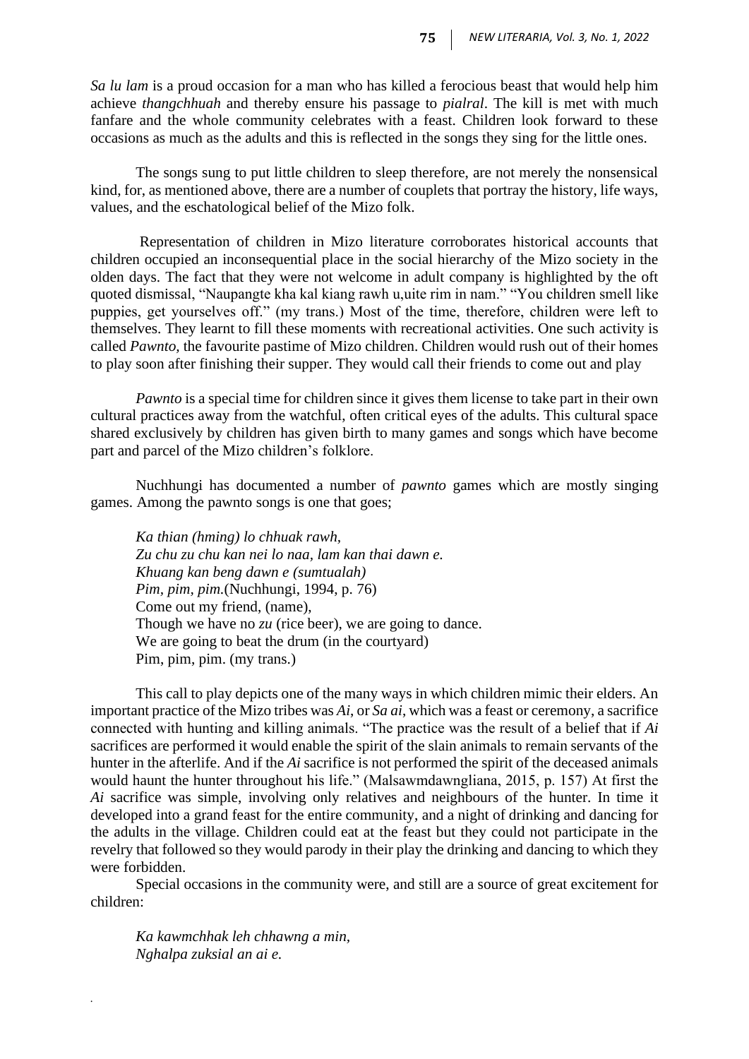*Sa lu lam* is a proud occasion for a man who has killed a ferocious beast that would help him achieve *thangchhuah* and thereby ensure his passage to *pialral*. The kill is met with much fanfare and the whole community celebrates with a feast. Children look forward to these occasions as much as the adults and this is reflected in the songs they sing for the little ones.

The songs sung to put little children to sleep therefore, are not merely the nonsensical kind, for, as mentioned above, there are a number of couplets that portray the history, life ways, values, and the eschatological belief of the Mizo folk.

Representation of children in Mizo literature corroborates historical accounts that children occupied an inconsequential place in the social hierarchy of the Mizo society in the olden days. The fact that they were not welcome in adult company is highlighted by the oft quoted dismissal, "Naupangte kha kal kiang rawh u,uite rim in nam." "You children smell like puppies, get yourselves off." (my trans.) Most of the time, therefore, children were left to themselves. They learnt to fill these moments with recreational activities. One such activity is called *Pawnto*, the favourite pastime of Mizo children. Children would rush out of their homes to play soon after finishing their supper. They would call their friends to come out and play

*Pawnto* is a special time for children since it gives them license to take part in their own cultural practices away from the watchful, often critical eyes of the adults. This cultural space shared exclusively by children has given birth to many games and songs which have become part and parcel of the Mizo children's folklore.

Nuchhungi has documented a number of *pawnto* games which are mostly singing games. Among the pawnto songs is one that goes;

> *Ka thian (hming) lo chhuak rawh,*
> *Zu chu zu chu kan nei lo naa, lam kan thai dawn e.*
> *Khuang kan beng dawn e (sumtualah)*
> *Pim, pim, pim.*(Nuchhungi, 1994, p. 76)
> Come out my friend, (name),
> Though we have no *zu* (rice beer), we are going to dance.
> We are going to beat the drum (in the courtyard)
> Pim, pim, pim. (my trans.)

This call to play depicts one of the many ways in which children mimic their elders. An important practice of the Mizo tribes was *Ai*, or *Sa ai*, which was a feast or ceremony, a sacrifice connected with hunting and killing animals. "The practice was the result of a belief that if *Ai* sacrifices are performed it would enable the spirit of the slain animals to remain servants of the hunter in the afterlife. And if the *Ai* sacrifice is not performed the spirit of the deceased animals would haunt the hunter throughout his life." (Malsawmdawngliana, 2015, p. 157) At first the *Ai* sacrifice was simple, involving only relatives and neighbours of the hunter. In time it developed into a grand feast for the entire community, and a night of drinking and dancing for the adults in the village. Children could eat at the feast but they could not participate in the revelry that followed so they would parody in their play the drinking and dancing to which they were forbidden.

Special occasions in the community were, and still are a source of great excitement for children:

> *Ka kawmchhak leh chhawng a min,*
> *Nghalpa zuksial an ai e.*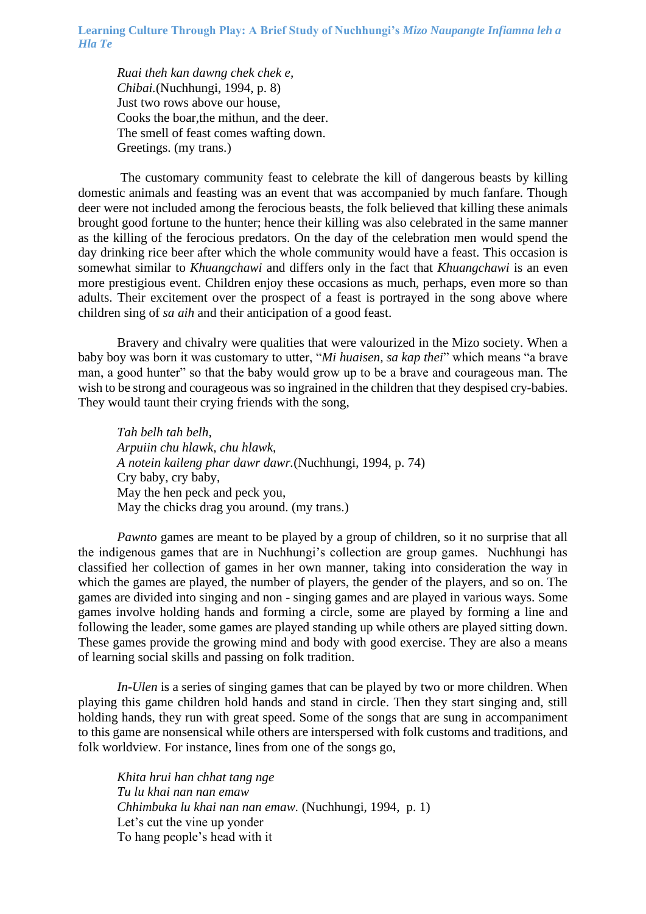*Ruai theh kan dawng chek chek e,*
*Chibai.*(Nuchhungi, 1994, p. 8)
Just two rows above our house,
Cooks the boar,the mithun, and the deer.
The smell of feast comes wafting down.
Greetings. (my trans.)

The customary community feast to celebrate the kill of dangerous beasts by killing domestic animals and feasting was an event that was accompanied by much fanfare. Though deer were not included among the ferocious beasts, the folk believed that killing these animals brought good fortune to the hunter; hence their killing was also celebrated in the same manner as the killing of the ferocious predators. On the day of the celebration men would spend the day drinking rice beer after which the whole community would have a feast. This occasion is somewhat similar to *Khuangchawi* and differs only in the fact that *Khuangchawi* is an even more prestigious event. Children enjoy these occasions as much, perhaps, even more so than adults. Their excitement over the prospect of a feast is portrayed in the song above where children sing of *sa aih* and their anticipation of a good feast.

Bravery and chivalry were qualities that were valourized in the Mizo society. When a baby boy was born it was customary to utter, "*Mi huaisen, sa kap thei*" which means "a brave man, a good hunter" so that the baby would grow up to be a brave and courageous man. The wish to be strong and courageous was so ingrained in the children that they despised cry-babies. They would taunt their crying friends with the song,

*Tah belh tah belh,*
*Arpuiin chu hlawk, chu hlawk,*
*A notein kaileng phar dawr dawr.*(Nuchhungi, 1994, p. 74)
Cry baby, cry baby,
May the hen peck and peck you,
May the chicks drag you around. (my trans.)

*Pawnto* games are meant to be played by a group of children, so it no surprise that all the indigenous games that are in Nuchhungi's collection are group games. Nuchhungi has classified her collection of games in her own manner, taking into consideration the way in which the games are played, the number of players, the gender of the players, and so on. The games are divided into singing and non - singing games and are played in various ways. Some games involve holding hands and forming a circle, some are played by forming a line and following the leader, some games are played standing up while others are played sitting down. These games provide the growing mind and body with good exercise. They are also a means of learning social skills and passing on folk tradition.

*In-Ulen* is a series of singing games that can be played by two or more children. When playing this game children hold hands and stand in circle. Then they start singing and, still holding hands, they run with great speed. Some of the songs that are sung in accompaniment to this game are nonsensical while others are interspersed with folk customs and traditions, and folk worldview. For instance, lines from one of the songs go,

*Khita hrui han chhat tang nge*
*Tu lu khai nan nan emaw*
*Chhimbuka lu khai nan nan emaw.* (Nuchhungi, 1994, p. 1)
Let's cut the vine up yonder
To hang people's head with it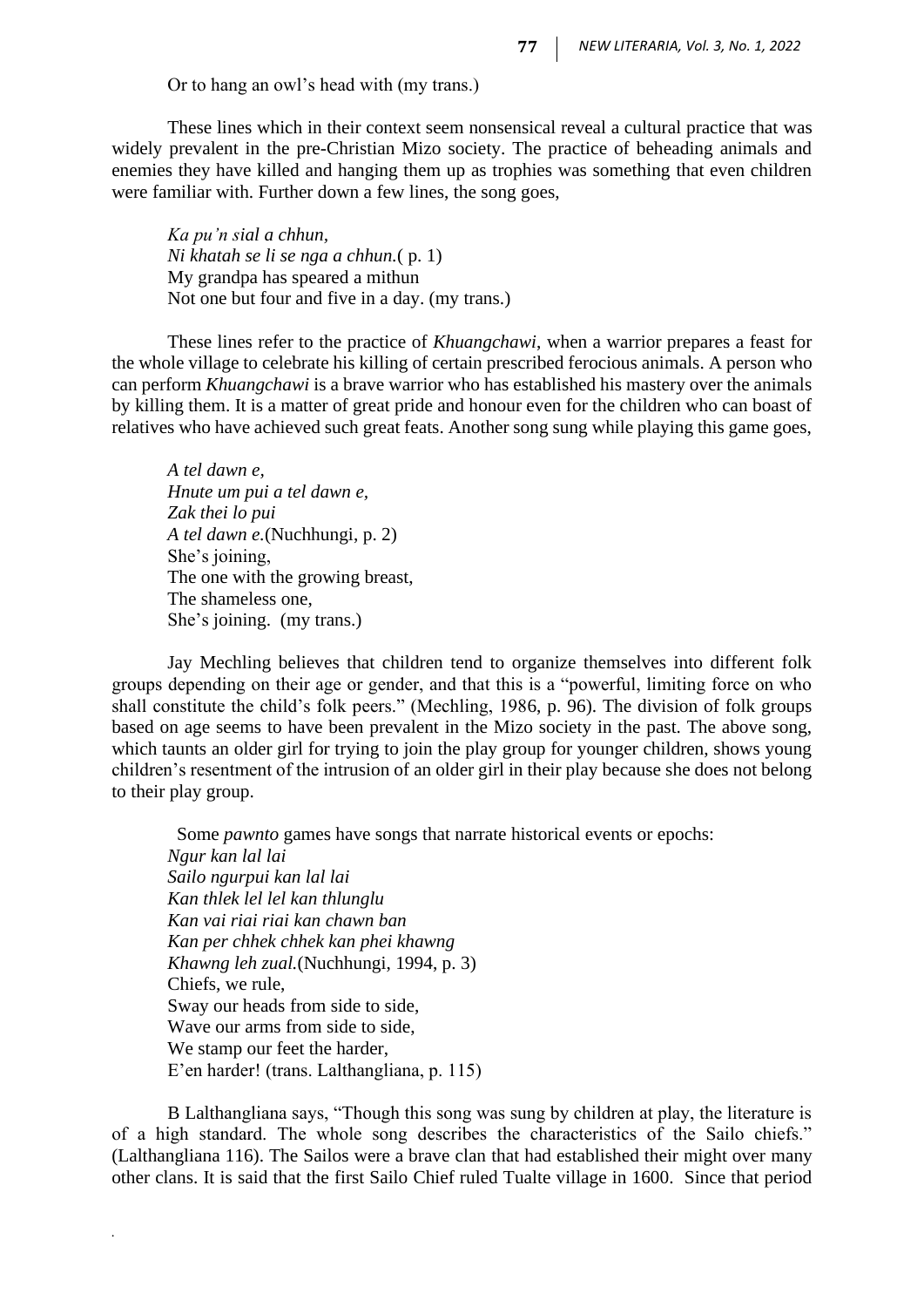Or to hang an owl's head with (my trans.)

These lines which in their context seem nonsensical reveal a cultural practice that was widely prevalent in the pre-Christian Mizo society. The practice of beheading animals and enemies they have killed and hanging them up as trophies was something that even children were familiar with. Further down a few lines, the song goes,

> *Ka pu'n sial a chhun,*
> *Ni khatah se li se nga a chhun.*( p. 1)
> My grandpa has speared a mithun
> Not one but four and five in a day. (my trans.)

These lines refer to the practice of *Khuangchawi*, when a warrior prepares a feast for the whole village to celebrate his killing of certain prescribed ferocious animals. A person who can perform *Khuangchawi* is a brave warrior who has established his mastery over the animals by killing them. It is a matter of great pride and honour even for the children who can boast of relatives who have achieved such great feats. Another song sung while playing this game goes,

> *A tel dawn e,*
> *Hnute um pui a tel dawn e,*
> *Zak thei lo pui*
> *A tel dawn e.*(Nuchhungi, p. 2)
> She's joining,
> The one with the growing breast,
> The shameless one,
> She's joining. (my trans.)

Jay Mechling believes that children tend to organize themselves into different folk groups depending on their age or gender, and that this is a "powerful, limiting force on who shall constitute the child's folk peers." (Mechling, 1986, p. 96). The division of folk groups based on age seems to have been prevalent in the Mizo society in the past. The above song, which taunts an older girl for trying to join the play group for younger children, shows young children's resentment of the intrusion of an older girl in their play because she does not belong to their play group.

Some *pawnto* games have songs that narrate historical events or epochs:

> *Ngur kan lal lai*
> *Sailo ngurpui kan lal lai*
> *Kan thlek lel lel kan thlunglu*
> *Kan vai riai riai kan chawn ban*
> *Kan per chhek chhek kan phei khawng*
> *Khawng leh zual.*(Nuchhungi, 1994, p. 3)
> Chiefs, we rule,
> Sway our heads from side to side,
> Wave our arms from side to side,
> We stamp our feet the harder,
> E'en harder! (trans. Lalthangliana, p. 115)

B Lalthangliana says, "Though this song was sung by children at play, the literature is of a high standard. The whole song describes the characteristics of the Sailo chiefs." (Lalthangliana 116). The Sailos were a brave clan that had established their might over many other clans. It is said that the first Sailo Chief ruled Tualte village in 1600. Since that period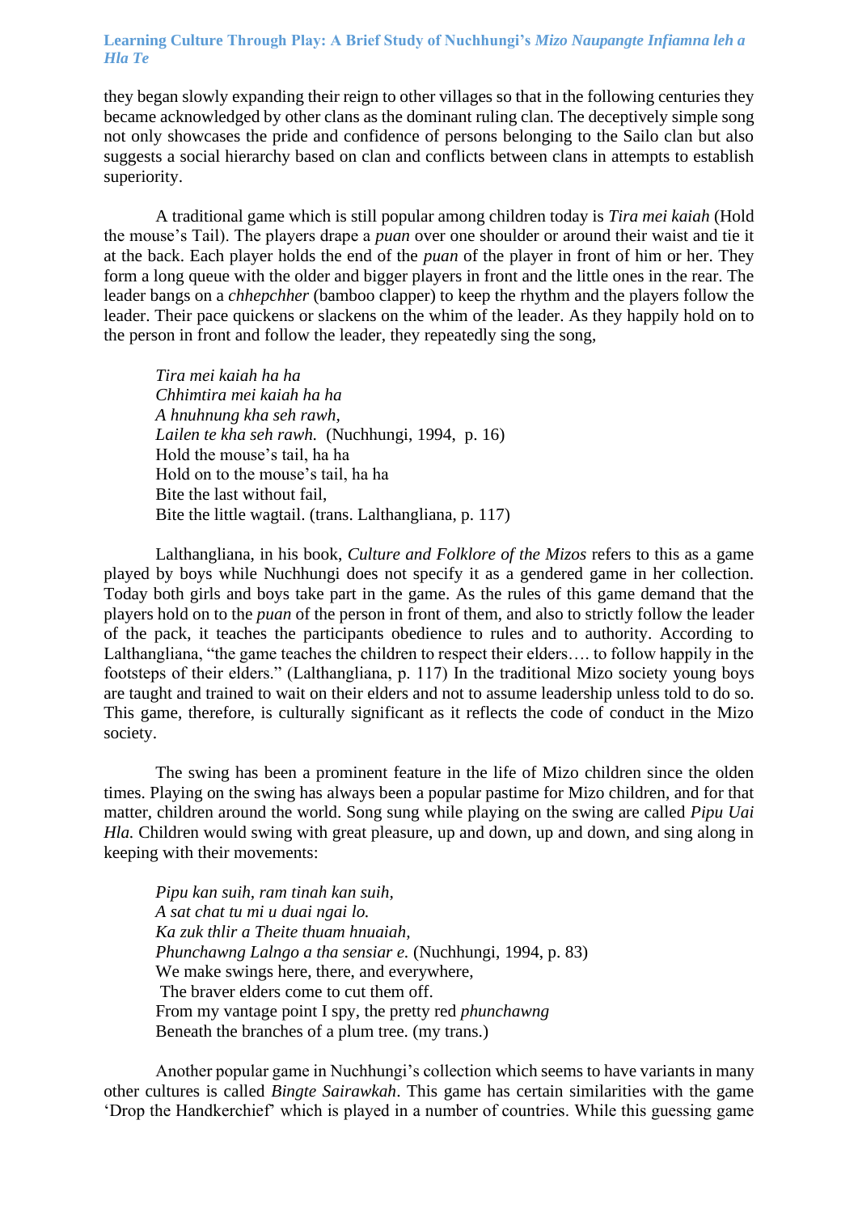they began slowly expanding their reign to other villages so that in the following centuries they became acknowledged by other clans as the dominant ruling clan. The deceptively simple song not only showcases the pride and confidence of persons belonging to the Sailo clan but also suggests a social hierarchy based on clan and conflicts between clans in attempts to establish superiority.

A traditional game which is still popular among children today is *Tira mei kaiah* (Hold the mouse's Tail). The players drape a *puan* over one shoulder or around their waist and tie it at the back. Each player holds the end of the *puan* of the player in front of him or her. They form a long queue with the older and bigger players in front and the little ones in the rear. The leader bangs on a *chhepchher* (bamboo clapper) to keep the rhythm and the players follow the leader. Their pace quickens or slackens on the whim of the leader. As they happily hold on to the person in front and follow the leader, they repeatedly sing the song,

> *Tira mei kaiah ha ha*
> *Chhimtira mei kaiah ha ha*
> *A hnuhnung kha seh rawh,*
> *Lailen te kha seh rawh.* (Nuchhungi, 1994, p. 16)
> Hold the mouse's tail, ha ha
> Hold on to the mouse's tail, ha ha
> Bite the last without fail,
> Bite the little wagtail. (trans. Lalthangliana, p. 117)

Lalthangliana, in his book, *Culture and Folklore of the Mizos* refers to this as a game played by boys while Nuchhungi does not specify it as a gendered game in her collection. Today both girls and boys take part in the game. As the rules of this game demand that the players hold on to the *puan* of the person in front of them, and also to strictly follow the leader of the pack, it teaches the participants obedience to rules and to authority. According to Lalthangliana, "the game teaches the children to respect their elders…. to follow happily in the footsteps of their elders." (Lalthangliana, p. 117) In the traditional Mizo society young boys are taught and trained to wait on their elders and not to assume leadership unless told to do so. This game, therefore, is culturally significant as it reflects the code of conduct in the Mizo society.

The swing has been a prominent feature in the life of Mizo children since the olden times. Playing on the swing has always been a popular pastime for Mizo children, and for that matter, children around the world. Song sung while playing on the swing are called *Pipu Uai Hla.* Children would swing with great pleasure, up and down, up and down, and sing along in keeping with their movements:

> *Pipu kan suih, ram tinah kan suih,*
> *A sat chat tu mi u duai ngai lo.*
> *Ka zuk thlir a Theite thuam hnuaiah,*
> *Phunchawng Lalngo a tha sensiar e.* (Nuchhungi, 1994, p. 83)
> We make swings here, there, and everywhere,
> The braver elders come to cut them off.
> From my vantage point I spy, the pretty red *phunchawng*
> Beneath the branches of a plum tree. (my trans.)

Another popular game in Nuchhungi's collection which seems to have variants in many other cultures is called *Bingte Sairawkah*. This game has certain similarities with the game 'Drop the Handkerchief' which is played in a number of countries. While this guessing game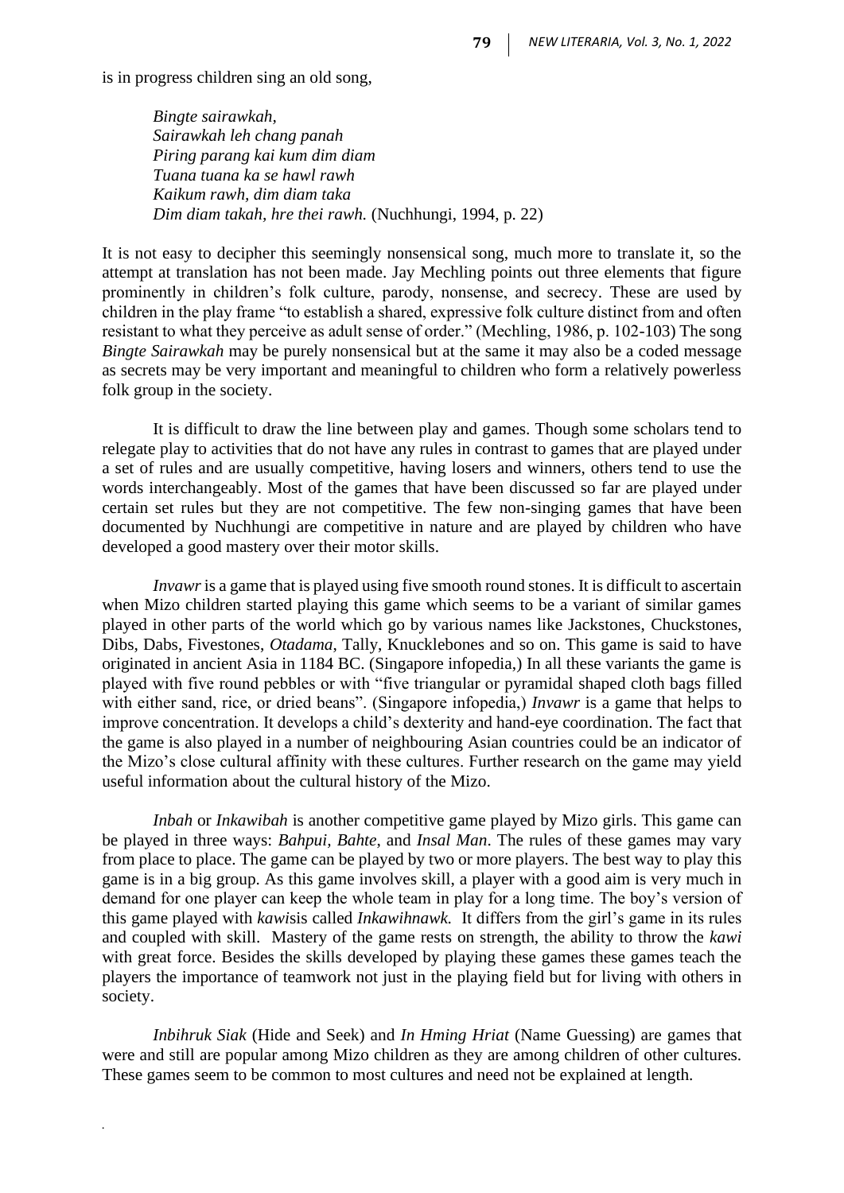is in progress children sing an old song,

> *Bingte sairawkah,*
> *Sairawkah leh chang panah*
> *Piring parang kai kum dim diam*
> *Tuana tuana ka se hawl rawh*
> *Kaikum rawh, dim diam taka*
> *Dim diam takah, hre thei rawh.* (Nuchhungi, 1994, p. 22)

It is not easy to decipher this seemingly nonsensical song, much more to translate it, so the attempt at translation has not been made. Jay Mechling points out three elements that figure prominently in children's folk culture, parody, nonsense, and secrecy. These are used by children in the play frame "to establish a shared, expressive folk culture distinct from and often resistant to what they perceive as adult sense of order." (Mechling, 1986, p. 102-103) The song *Bingte Sairawkah* may be purely nonsensical but at the same it may also be a coded message as secrets may be very important and meaningful to children who form a relatively powerless folk group in the society.

It is difficult to draw the line between play and games. Though some scholars tend to relegate play to activities that do not have any rules in contrast to games that are played under a set of rules and are usually competitive, having losers and winners, others tend to use the words interchangeably. Most of the games that have been discussed so far are played under certain set rules but they are not competitive. The few non-singing games that have been documented by Nuchhungi are competitive in nature and are played by children who have developed a good mastery over their motor skills.

*Invawr* is a game that is played using five smooth round stones. It is difficult to ascertain when Mizo children started playing this game which seems to be a variant of similar games played in other parts of the world which go by various names like Jackstones, Chuckstones, Dibs, Dabs, Fivestones, *Otadama*, Tally, Knucklebones and so on. This game is said to have originated in ancient Asia in 1184 BC. (Singapore infopedia,) In all these variants the game is played with five round pebbles or with "five triangular or pyramidal shaped cloth bags filled with either sand, rice, or dried beans". (Singapore infopedia,) *Invawr* is a game that helps to improve concentration. It develops a child's dexterity and hand-eye coordination. The fact that the game is also played in a number of neighbouring Asian countries could be an indicator of the Mizo's close cultural affinity with these cultures. Further research on the game may yield useful information about the cultural history of the Mizo.

*Inbah* or *Inkawibah* is another competitive game played by Mizo girls. This game can be played in three ways: *Bahpui, Bahte,* and *Insal Man*. The rules of these games may vary from place to place. The game can be played by two or more players. The best way to play this game is in a big group. As this game involves skill, a player with a good aim is very much in demand for one player can keep the whole team in play for a long time. The boy's version of this game played with *kawi*is called *Inkawihnawk.* It differs from the girl's game in its rules and coupled with skill. Mastery of the game rests on strength, the ability to throw the *kawi* with great force. Besides the skills developed by playing these games these games teach the players the importance of teamwork not just in the playing field but for living with others in society.

*Inbihruk Siak* (Hide and Seek) and *In Hming Hriat* (Name Guessing) are games that were and still are popular among Mizo children as they are among children of other cultures. These games seem to be common to most cultures and need not be explained at length.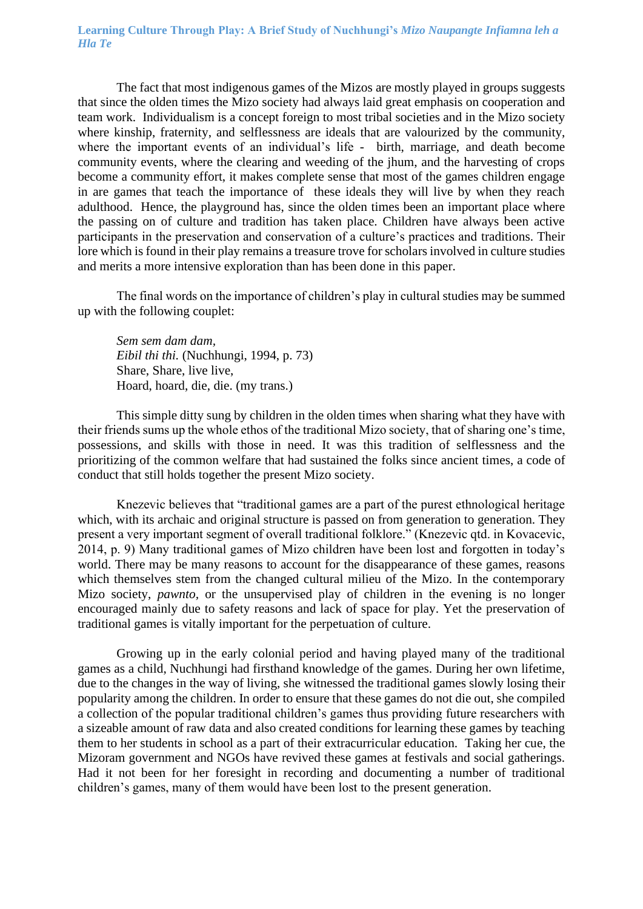The fact that most indigenous games of the Mizos are mostly played in groups suggests that since the olden times the Mizo society had always laid great emphasis on cooperation and team work. Individualism is a concept foreign to most tribal societies and in the Mizo society where kinship, fraternity, and selflessness are ideals that are valourized by the community, where the important events of an individual's life - birth, marriage, and death become community events, where the clearing and weeding of the jhum, and the harvesting of crops become a community effort, it makes complete sense that most of the games children engage in are games that teach the importance of these ideals they will live by when they reach adulthood. Hence, the playground has, since the olden times been an important place where the passing on of culture and tradition has taken place. Children have always been active participants in the preservation and conservation of a culture's practices and traditions. Their lore which is found in their play remains a treasure trove for scholars involved in culture studies and merits a more intensive exploration than has been done in this paper.

The final words on the importance of children's play in cultural studies may be summed up with the following couplet:

> *Sem sem dam dam,*
> *Eibil thi thi.* (Nuchhungi, 1994, p. 73)
> Share, Share, live live,
> Hoard, hoard, die, die. (my trans.)

This simple ditty sung by children in the olden times when sharing what they have with their friends sums up the whole ethos of the traditional Mizo society, that of sharing one's time, possessions, and skills with those in need. It was this tradition of selflessness and the prioritizing of the common welfare that had sustained the folks since ancient times, a code of conduct that still holds together the present Mizo society.

Knezevic believes that "traditional games are a part of the purest ethnological heritage which, with its archaic and original structure is passed on from generation to generation. They present a very important segment of overall traditional folklore." (Knezevic qtd. in Kovacevic, 2014, p. 9) Many traditional games of Mizo children have been lost and forgotten in today's world. There may be many reasons to account for the disappearance of these games, reasons which themselves stem from the changed cultural milieu of the Mizo. In the contemporary Mizo society, *pawnto*, or the unsupervised play of children in the evening is no longer encouraged mainly due to safety reasons and lack of space for play. Yet the preservation of traditional games is vitally important for the perpetuation of culture.

Growing up in the early colonial period and having played many of the traditional games as a child, Nuchhungi had firsthand knowledge of the games. During her own lifetime, due to the changes in the way of living, she witnessed the traditional games slowly losing their popularity among the children. In order to ensure that these games do not die out, she compiled a collection of the popular traditional children's games thus providing future researchers with a sizeable amount of raw data and also created conditions for learning these games by teaching them to her students in school as a part of their extracurricular education. Taking her cue, the Mizoram government and NGOs have revived these games at festivals and social gatherings. Had it not been for her foresight in recording and documenting a number of traditional children's games, many of them would have been lost to the present generation.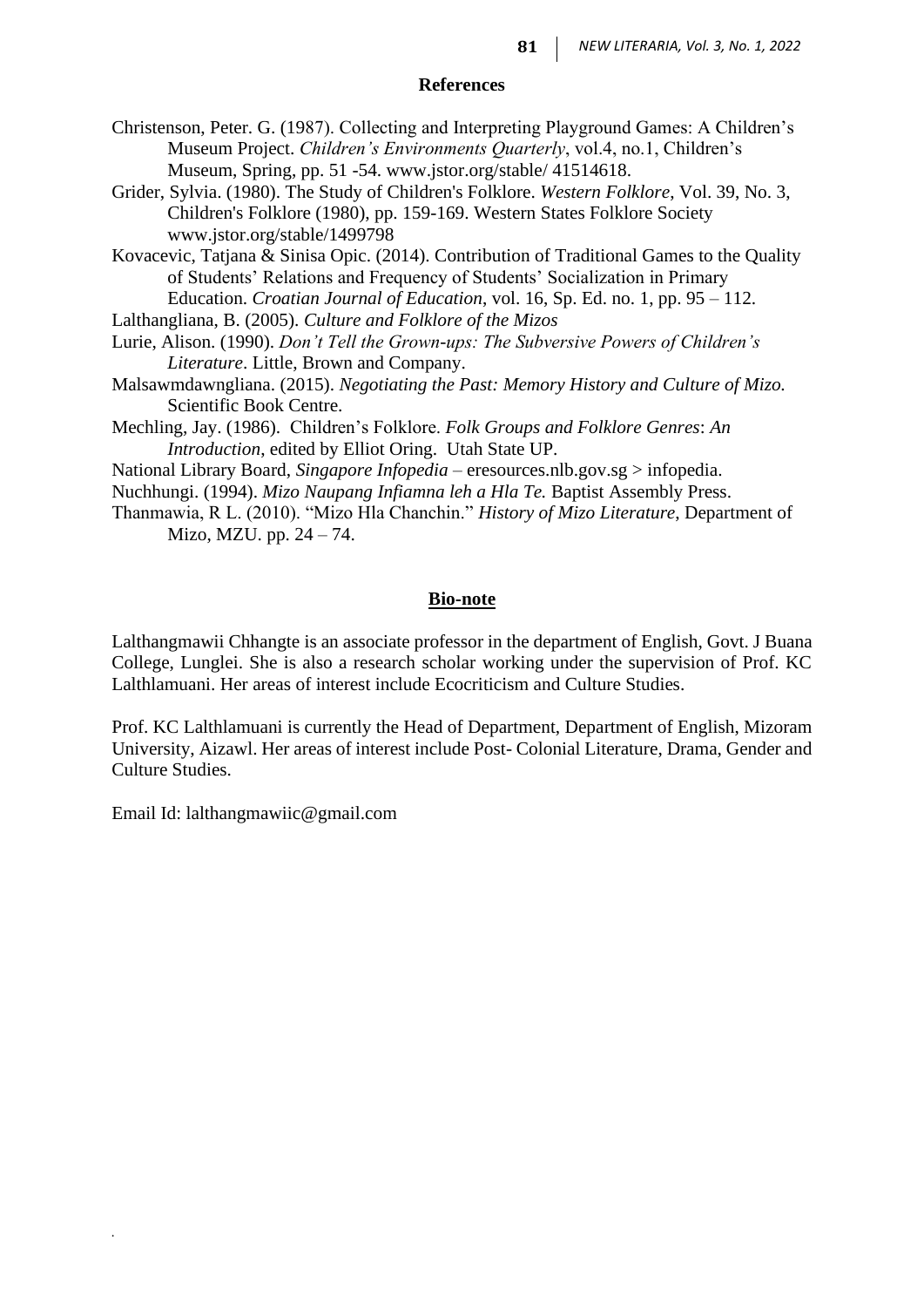## References

Christenson, Peter. G. (1987). Collecting and Interpreting Playground Games: A Children's Museum Project. *Children's Environments Quarterly*, vol.4, no.1, Children's Museum, Spring, pp. 51 -54. www.jstor.org/stable/ 41514618.

Grider, Sylvia. (1980). The Study of Children's Folklore. *Western Folklore*, Vol. 39, No. 3, Children's Folklore (1980), pp. 159-169. Western States Folklore Society www.jstor.org/stable/1499798

Kovacevic, Tatjana & Sinisa Opic. (2014). Contribution of Traditional Games to the Quality of Students' Relations and Frequency of Students' Socialization in Primary Education. *Croatian Journal of Education*, vol. 16, Sp. Ed. no. 1, pp. 95 – 112.

Lalthangliana, B. (2005). *Culture and Folklore of the Mizos*

Lurie, Alison. (1990). *Don't Tell the Grown-ups: The Subversive Powers of Children's Literature*. Little, Brown and Company.

Malsawmdawngliana. (2015). *Negotiating the Past: Memory History and Culture of Mizo.* Scientific Book Centre.

Mechling, Jay. (1986). Children's Folklore. *Folk Groups and Folklore Genres*: *An Introduction*, edited by Elliot Oring. Utah State UP.

National Library Board, *Singapore Infopedia* – eresources.nlb.gov.sg > infopedia.

Nuchhungi. (1994). *Mizo Naupang Infiamna leh a Hla Te.* Baptist Assembly Press.

Thanmawia, R L. (2010). "Mizo Hla Chanchin." *History of Mizo Literature*, Department of Mizo, MZU. pp. 24 – 74.

## Bio-note

Lalthangmawii Chhangte is an associate professor in the department of English, Govt. J Buana College, Lunglei. She is also a research scholar working under the supervision of Prof. KC Lalthlamuani. Her areas of interest include Ecocriticism and Culture Studies.

Prof. KC Lalthlamuani is currently the Head of Department, Department of English, Mizoram University, Aizawl. Her areas of interest include Post- Colonial Literature, Drama, Gender and Culture Studies.

Email Id: lalthangmawiic@gmail.com